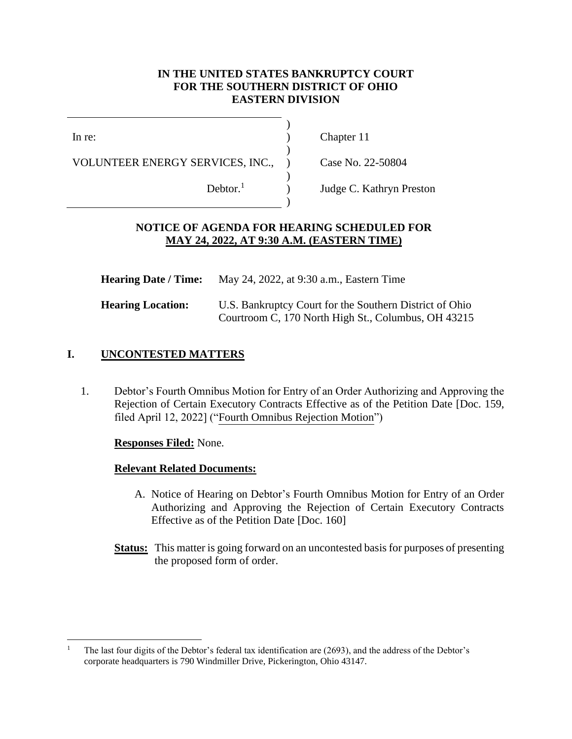**IN THE UNITED STATES BANKRUPTCY COURT**
**FOR THE SOUTHERN DISTRICT OF OHIO**
**EASTERN DIVISION**

| | | |
|---|---|---|
| In re: | ) | Chapter 11 |
| VOLUNTEER ENERGY SERVICES, INC., | ) | Case No. 22-50804 |
| Debtor.[1] | ) | Judge C. Kathryn Preston |

**NOTICE OF AGENDA FOR HEARING SCHEDULED FOR**
**MAY 24, 2022, AT 9:30 A.M. (EASTERN TIME)**

**Hearing Date / Time:** May 24, 2022, at 9:30 a.m., Eastern Time

**Hearing Location:** U.S. Bankruptcy Court for the Southern District of Ohio
Courtroom C, 170 North High St., Columbus, OH 43215

## I. UNCONTESTED MATTERS

1. Debtor's Fourth Omnibus Motion for Entry of an Order Authorizing and Approving the Rejection of Certain Executory Contracts Effective as of the Petition Date [Doc. 159, filed April 12, 2022] ("Fourth Omnibus Rejection Motion")

   **Responses Filed:** None.

   **Relevant Related Documents:**

   A. Notice of Hearing on Debtor's Fourth Omnibus Motion for Entry of an Order Authorizing and Approving the Rejection of Certain Executory Contracts Effective as of the Petition Date [Doc. 160]

   **Status:** This matter is going forward on an uncontested basis for purposes of presenting the proposed form of order.

---

[1] The last four digits of the Debtor's federal tax identification are (2693), and the address of the Debtor's corporate headquarters is 790 Windmiller Drive, Pickerington, Ohio 43147.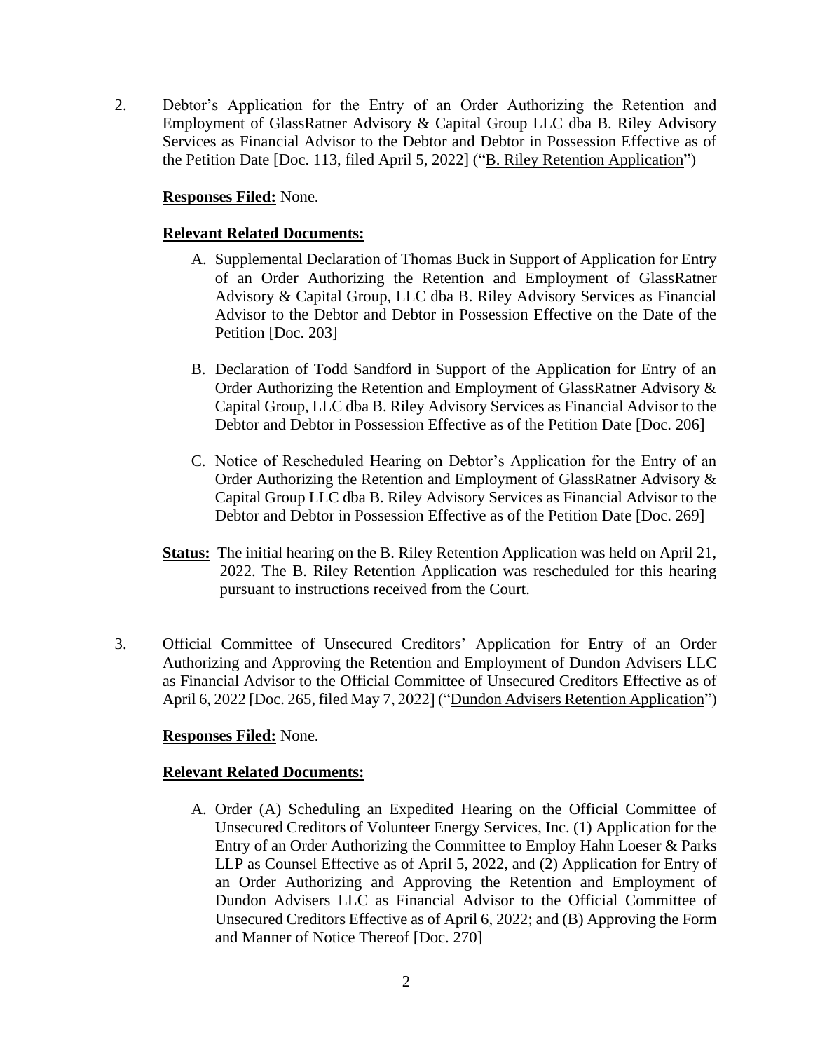2. Debtor's Application for the Entry of an Order Authorizing the Retention and Employment of GlassRatner Advisory & Capital Group LLC dba B. Riley Advisory Services as Financial Advisor to the Debtor and Debtor in Possession Effective as of the Petition Date [Doc. 113, filed April 5, 2022] ("B. Riley Retention Application")

   **Responses Filed:** None.

   **Relevant Related Documents:**

   A. Supplemental Declaration of Thomas Buck in Support of Application for Entry of an Order Authorizing the Retention and Employment of GlassRatner Advisory & Capital Group, LLC dba B. Riley Advisory Services as Financial Advisor to the Debtor and Debtor in Possession Effective on the Date of the Petition [Doc. 203]

   B. Declaration of Todd Sandford in Support of the Application for Entry of an Order Authorizing the Retention and Employment of GlassRatner Advisory & Capital Group, LLC dba B. Riley Advisory Services as Financial Advisor to the Debtor and Debtor in Possession Effective as of the Petition Date [Doc. 206]

   C. Notice of Rescheduled Hearing on Debtor's Application for the Entry of an Order Authorizing the Retention and Employment of GlassRatner Advisory & Capital Group LLC dba B. Riley Advisory Services as Financial Advisor to the Debtor and Debtor in Possession Effective as of the Petition Date [Doc. 269]

   **Status:** The initial hearing on the B. Riley Retention Application was held on April 21, 2022. The B. Riley Retention Application was rescheduled for this hearing pursuant to instructions received from the Court.

3. Official Committee of Unsecured Creditors' Application for Entry of an Order Authorizing and Approving the Retention and Employment of Dundon Advisers LLC as Financial Advisor to the Official Committee of Unsecured Creditors Effective as of April 6, 2022 [Doc. 265, filed May 7, 2022] ("Dundon Advisers Retention Application")

   **Responses Filed:** None.

   **Relevant Related Documents:**

   A. Order (A) Scheduling an Expedited Hearing on the Official Committee of Unsecured Creditors of Volunteer Energy Services, Inc. (1) Application for the Entry of an Order Authorizing the Committee to Employ Hahn Loeser & Parks LLP as Counsel Effective as of April 5, 2022, and (2) Application for Entry of an Order Authorizing and Approving the Retention and Employment of Dundon Advisers LLC as Financial Advisor to the Official Committee of Unsecured Creditors Effective as of April 6, 2022; and (B) Approving the Form and Manner of Notice Thereof [Doc. 270]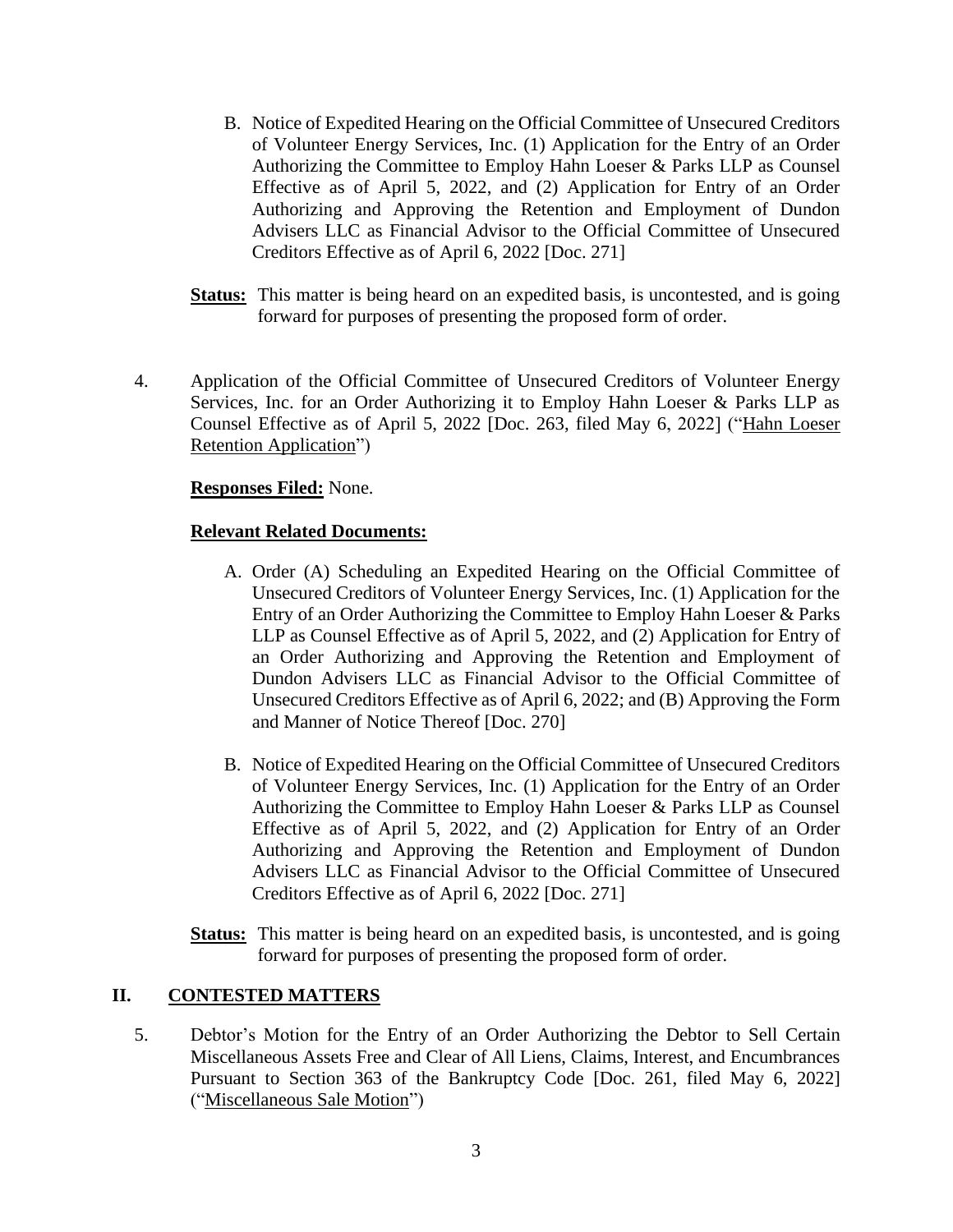B. Notice of Expedited Hearing on the Official Committee of Unsecured Creditors of Volunteer Energy Services, Inc. (1) Application for the Entry of an Order Authorizing the Committee to Employ Hahn Loeser & Parks LLP as Counsel Effective as of April 5, 2022, and (2) Application for Entry of an Order Authorizing and Approving the Retention and Employment of Dundon Advisers LLC as Financial Advisor to the Official Committee of Unsecured Creditors Effective as of April 6, 2022 [Doc. 271]

**Status:** This matter is being heard on an expedited basis, is uncontested, and is going forward for purposes of presenting the proposed form of order.

4. Application of the Official Committee of Unsecured Creditors of Volunteer Energy Services, Inc. for an Order Authorizing it to Employ Hahn Loeser & Parks LLP as Counsel Effective as of April 5, 2022 [Doc. 263, filed May 6, 2022] ("Hahn Loeser Retention Application")

**Responses Filed:** None.

**Relevant Related Documents:**

A. Order (A) Scheduling an Expedited Hearing on the Official Committee of Unsecured Creditors of Volunteer Energy Services, Inc. (1) Application for the Entry of an Order Authorizing the Committee to Employ Hahn Loeser & Parks LLP as Counsel Effective as of April 5, 2022, and (2) Application for Entry of an Order Authorizing and Approving the Retention and Employment of Dundon Advisers LLC as Financial Advisor to the Official Committee of Unsecured Creditors Effective as of April 6, 2022; and (B) Approving the Form and Manner of Notice Thereof [Doc. 270]

B. Notice of Expedited Hearing on the Official Committee of Unsecured Creditors of Volunteer Energy Services, Inc. (1) Application for the Entry of an Order Authorizing the Committee to Employ Hahn Loeser & Parks LLP as Counsel Effective as of April 5, 2022, and (2) Application for Entry of an Order Authorizing and Approving the Retention and Employment of Dundon Advisers LLC as Financial Advisor to the Official Committee of Unsecured Creditors Effective as of April 6, 2022 [Doc. 271]

**Status:** This matter is being heard on an expedited basis, is uncontested, and is going forward for purposes of presenting the proposed form of order.

## II. CONTESTED MATTERS

5. Debtor's Motion for the Entry of an Order Authorizing the Debtor to Sell Certain Miscellaneous Assets Free and Clear of All Liens, Claims, Interest, and Encumbrances Pursuant to Section 363 of the Bankruptcy Code [Doc. 261, filed May 6, 2022] ("Miscellaneous Sale Motion")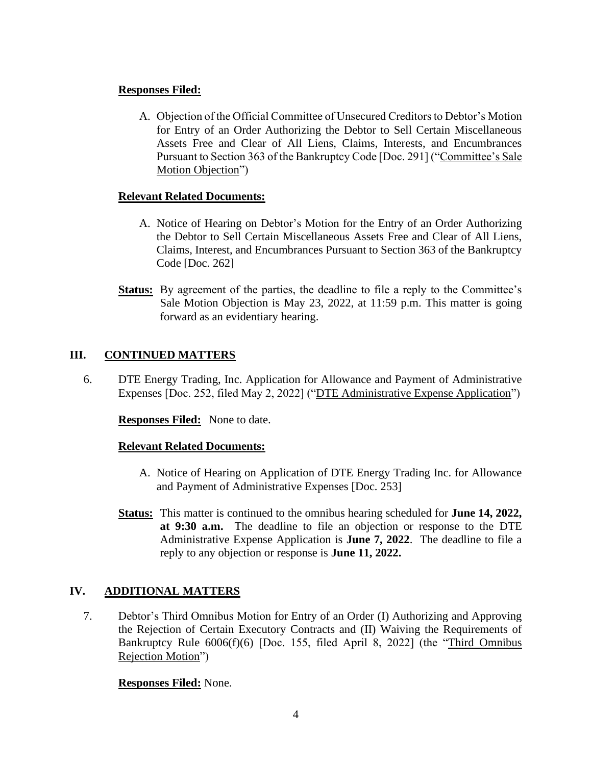**Responses Filed:**

A. Objection of the Official Committee of Unsecured Creditors to Debtor's Motion for Entry of an Order Authorizing the Debtor to Sell Certain Miscellaneous Assets Free and Clear of All Liens, Claims, Interests, and Encumbrances Pursuant to Section 363 of the Bankruptcy Code [Doc. 291] ("Committee's Sale Motion Objection")

**Relevant Related Documents:**

A. Notice of Hearing on Debtor's Motion for the Entry of an Order Authorizing the Debtor to Sell Certain Miscellaneous Assets Free and Clear of All Liens, Claims, Interest, and Encumbrances Pursuant to Section 363 of the Bankruptcy Code [Doc. 262]

**Status:** By agreement of the parties, the deadline to file a reply to the Committee's Sale Motion Objection is May 23, 2022, at 11:59 p.m. This matter is going forward as an evidentiary hearing.

## III. CONTINUED MATTERS

6. DTE Energy Trading, Inc. Application for Allowance and Payment of Administrative Expenses [Doc. 252, filed May 2, 2022] ("DTE Administrative Expense Application")

**Responses Filed:** None to date.

**Relevant Related Documents:**

A. Notice of Hearing on Application of DTE Energy Trading Inc. for Allowance and Payment of Administrative Expenses [Doc. 253]

**Status:** This matter is continued to the omnibus hearing scheduled for **June 14, 2022, at 9:30 a.m.** The deadline to file an objection or response to the DTE Administrative Expense Application is **June 7, 2022**. The deadline to file a reply to any objection or response is **June 11, 2022.**

## IV. ADDITIONAL MATTERS

7. Debtor's Third Omnibus Motion for Entry of an Order (I) Authorizing and Approving the Rejection of Certain Executory Contracts and (II) Waiving the Requirements of Bankruptcy Rule 6006(f)(6) [Doc. 155, filed April 8, 2022] (the "Third Omnibus Rejection Motion")

**Responses Filed:** None.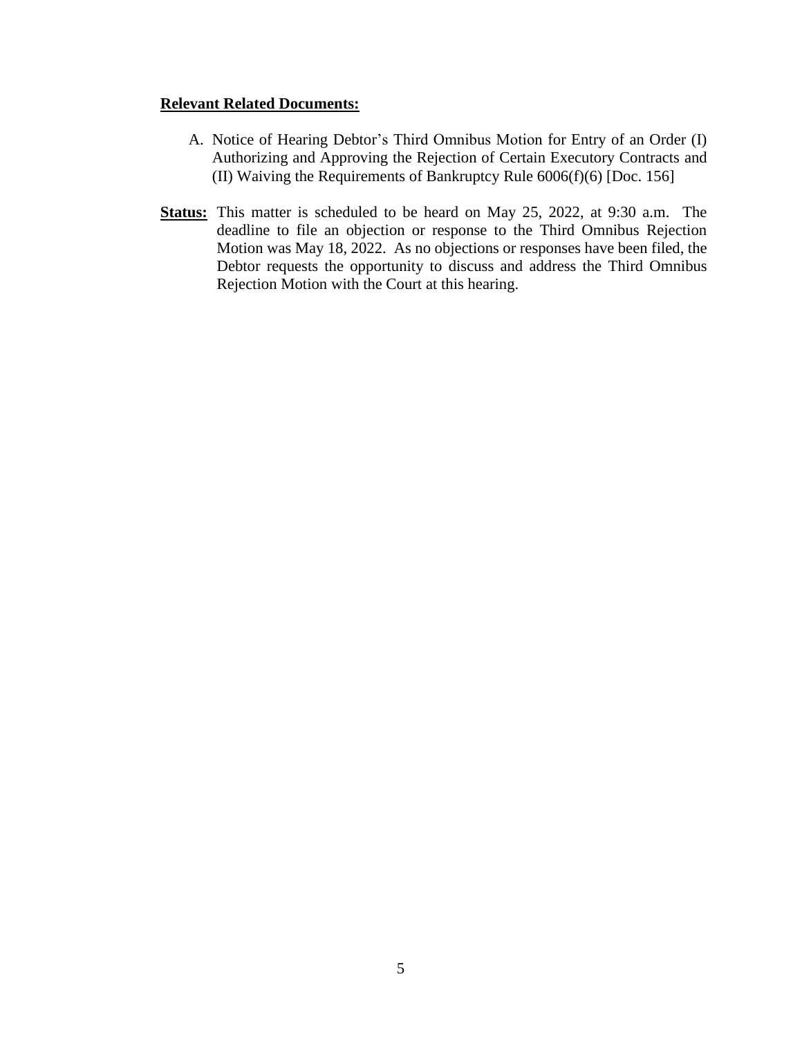**Relevant Related Documents:**

A. Notice of Hearing Debtor's Third Omnibus Motion for Entry of an Order (I) Authorizing and Approving the Rejection of Certain Executory Contracts and (II) Waiving the Requirements of Bankruptcy Rule 6006(f)(6) [Doc. 156]

**Status:** This matter is scheduled to be heard on May 25, 2022, at 9:30 a.m. The deadline to file an objection or response to the Third Omnibus Rejection Motion was May 18, 2022. As no objections or responses have been filed, the Debtor requests the opportunity to discuss and address the Third Omnibus Rejection Motion with the Court at this hearing.